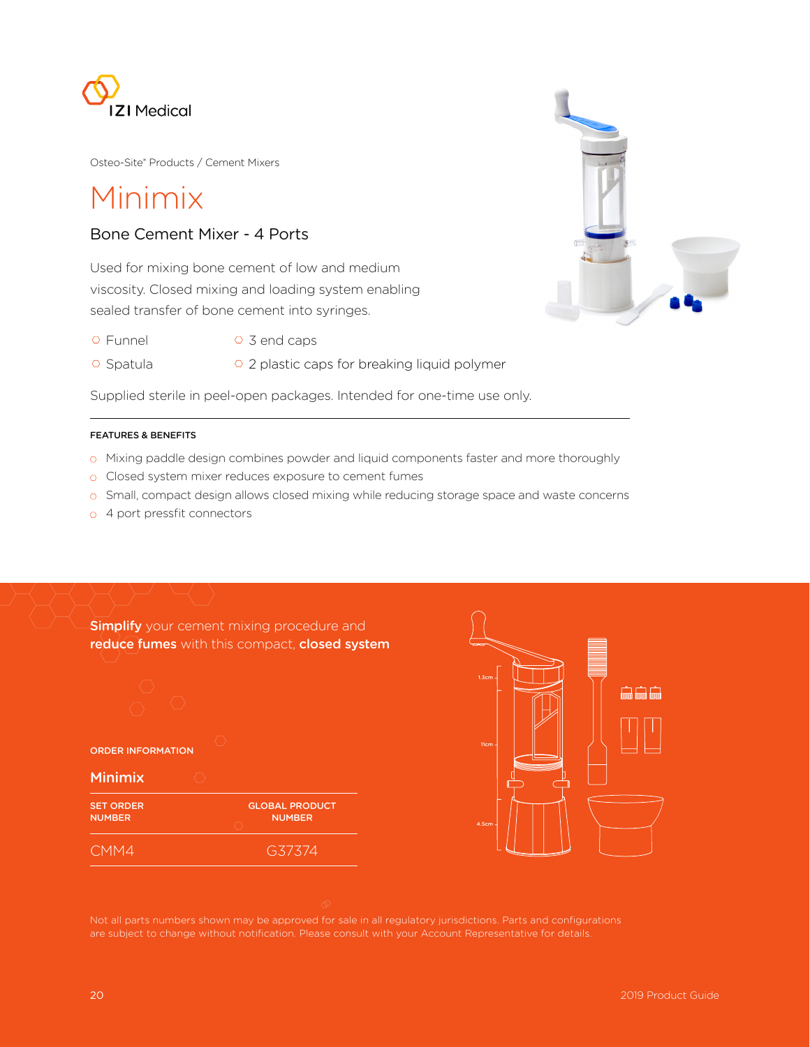IZI Medical

Osteo-Site® Products / Cement Mixers

# Minimix

## Bone Cement Mixer - 4 Ports

Used for mixing bone cement of low and medium viscosity. Closed mixing and loading system enabling sealed transfer of bone cement into syringes.

- Funnel
- Spatula
- 3 end caps
- 2 plastic caps for breaking liquid polymer

Supplied sterile in peel-open packages. Intended for one-time use only.

### FEATURES & BENEFITS

- Mixing paddle design combines powder and liquid components faster and more thoroughly
- Closed system mixer reduces exposure to cement fumes
- Small, compact design allows closed mixing while reducing storage space and waste concerns
- 4 port pressfit connectors

**Simplify** your cement mixing procedure and **reduce fumes** with this compact, **closed system**

### ORDER INFORMATION

**Minimix**

| SET ORDER NUMBER | GLOBAL PRODUCT NUMBER |
|---|---|
| CMM4 | G37374 |

1.3cm

11cm

4.5cm

Not all parts numbers shown may be approved for sale in all regulatory jurisdictions. Parts and configurations are subject to change without notification. Please consult with your Account Representative for details.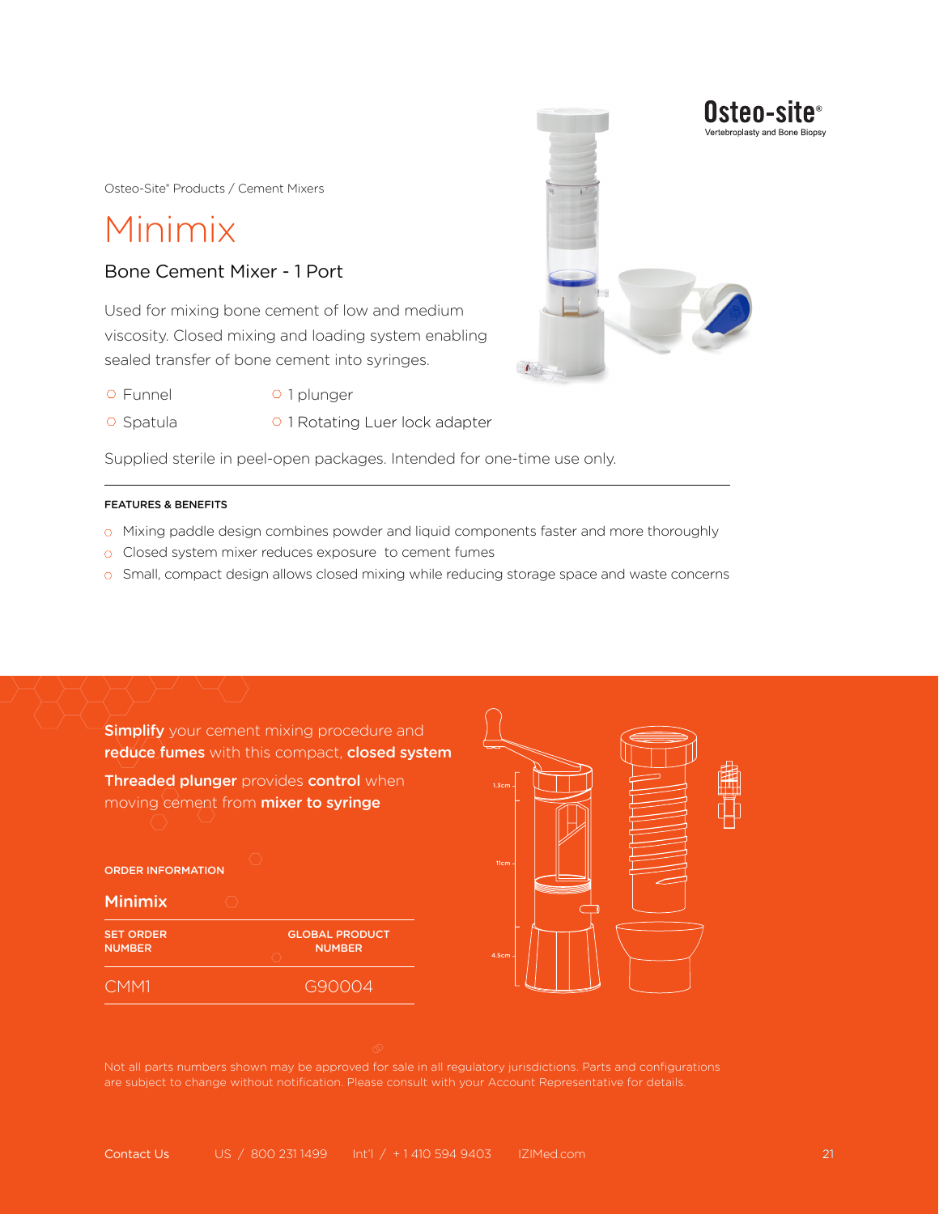Osteo-site®
Vertebroplasty and Bone Biopsy

Osteo-Site® Products / Cement Mixers

# Minimix

## Bone Cement Mixer - 1 Port

Used for mixing bone cement of low and medium viscosity. Closed mixing and loading system enabling sealed transfer of bone cement into syringes.

- Funnel
- Spatula
- 1 plunger
- 1 Rotating Luer lock adapter

Supplied sterile in peel-open packages. Intended for one-time use only.

---

### FEATURES & BENEFITS

- Mixing paddle design combines powder and liquid components faster and more thoroughly
- Closed system mixer reduces exposure to cement fumes
- Small, compact design allows closed mixing while reducing storage space and waste concerns

**Simplify** your cement mixing procedure and **reduce fumes** with this compact, **closed system**

**Threaded plunger** provides **control** when moving cement from **mixer to syringe**

1.3cm
11cm
4.5cm

### ORDER INFORMATION

**Minimix**

| SET ORDER NUMBER | GLOBAL PRODUCT NUMBER |
|---|---|
| CMM1 | G90004 |

Not all parts numbers shown may be approved for sale in all regulatory jurisdictions. Parts and configurations are subject to change without notification. Please consult with your Account Representative for details.

Contact Us US / 800 231 1499 Int'l / + 1 410 594 9403 IZIMed.com